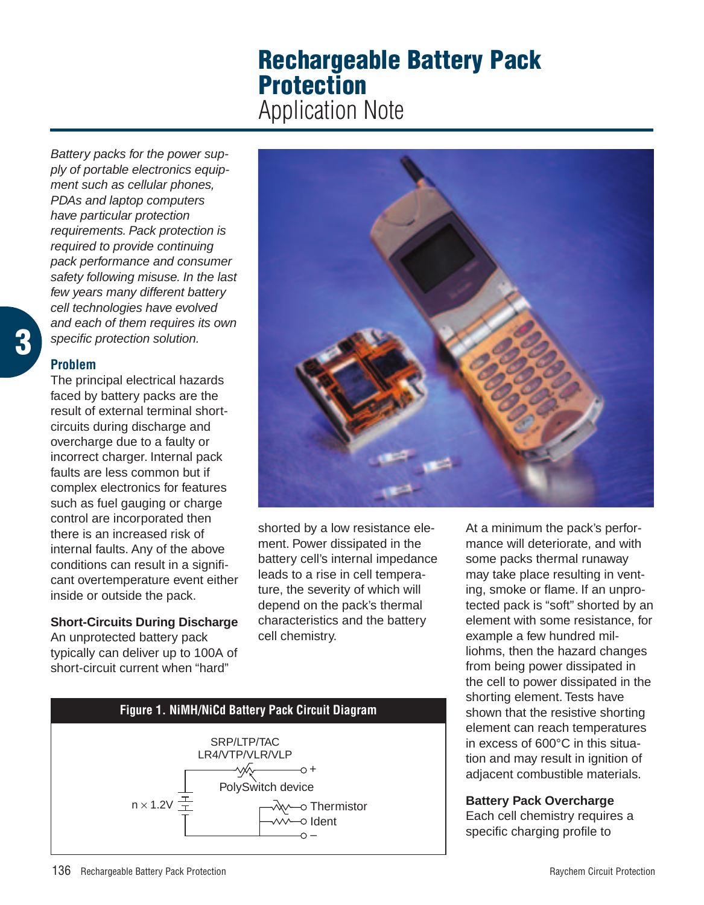# Rechargeable Battery Pack Protection

## Application Note

*Battery packs for the power supply of portable electronics equipment such as cellular phones, PDAs and laptop computers have particular protection requirements. Pack protection is required to provide continuing pack performance and consumer safety following misuse. In the last few years many different battery cell technologies have evolved and each of them requires its own specific protection solution.*

### Problem

The principal electrical hazards faced by battery packs are the result of external terminal short-circuits during discharge and overcharge due to a faulty or incorrect charger. Internal pack faults are less common but if complex electronics for features such as fuel gauging or charge control are incorporated then there is an increased risk of internal faults. Any of the above conditions can result in a significant overtemperature event either inside or outside the pack.

**Short-Circuits During Discharge**

An unprotected battery pack typically can deliver up to 100A of short-circuit current when "hard" shorted by a low resistance element. Power dissipated in the battery cell's internal impedance leads to a rise in cell temperature, the severity of which will depend on the pack's thermal characteristics and the battery cell chemistry.

At a minimum the pack's performance will deteriorate, and with some packs thermal runaway may take place resulting in venting, smoke or flame. If an unprotected pack is "soft" shorted by an element with some resistance, for example a few hundred milliohms, then the hazard changes from being power dissipated in the cell to power dissipated in the shorting element. Tests have shown that the resistive shorting element can reach temperatures in excess of 600°C in this situation and may result in ignition of adjacent combustible materials.

**Figure 1. NiMH/NiCd Battery Pack Circuit Diagram**

SRP/LTP/TAC
LR4/VTP/VLR/VLP
PolySwitch device
n × 1.2V
+
Thermistor
Ident
–

**Battery Pack Overcharge**

Each cell chemistry requires a specific charging profile to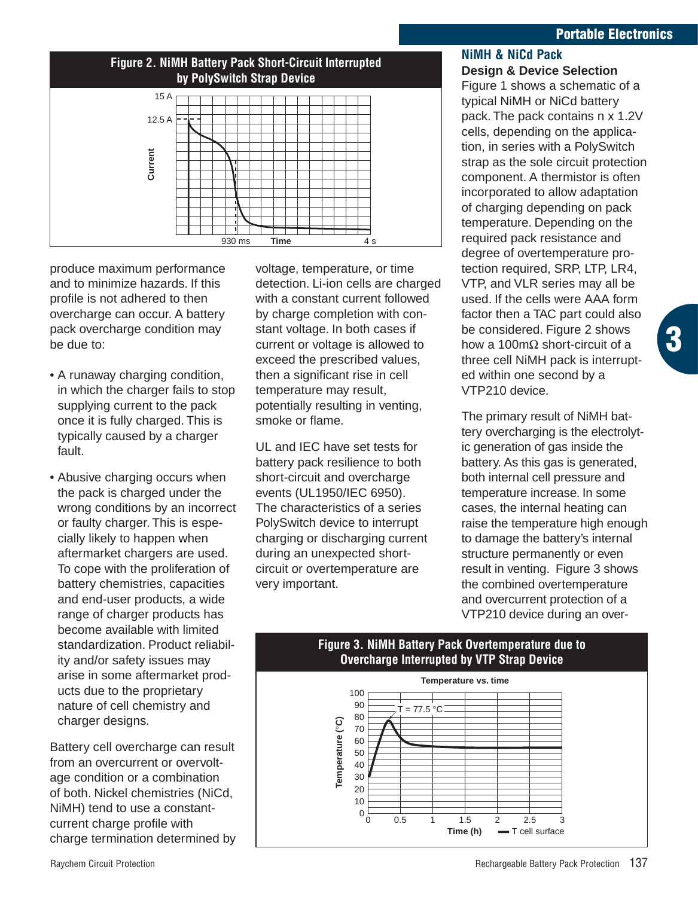**Figure 2. NiMH Battery Pack Short-Circuit Interrupted by PolySwitch Strap Device**

produce maximum performance and to minimize hazards. If this profile is not adhered to then overcharge can occur. A battery pack overcharge condition may be due to:

- A runaway charging condition, in which the charger fails to stop supplying current to the pack once it is fully charged. This is typically caused by a charger fault.
- Abusive charging occurs when the pack is charged under the wrong conditions by an incorrect or faulty charger. This is especially likely to happen when aftermarket chargers are used. To cope with the proliferation of battery chemistries, capacities and end-user products, a wide range of charger products has become available with limited standardization. Product reliability and/or safety issues may arise in some aftermarket products due to the proprietary nature of cell chemistry and charger designs.

Battery cell overcharge can result from an overcurrent or overvoltage condition or a combination of both. Nickel chemistries (NiCd, NiMH) tend to use a constant-current charge profile with charge termination determined by voltage, temperature, or time detection. Li-ion cells are charged with a constant current followed by charge completion with constant voltage. In both cases if current or voltage is allowed to exceed the prescribed values, then a significant rise in cell temperature may result, potentially resulting in venting, smoke or flame.

UL and IEC have set tests for battery pack resilience to both short-circuit and overcharge events (UL1950/IEC 6950). The characteristics of a series PolySwitch device to interrupt charging or discharging current during an unexpected short-circuit or overtemperature are very important.

## NiMH & NiCd Pack

### Design & Device Selection

Figure 1 shows a schematic of a typical NiMH or NiCd battery pack. The pack contains n x 1.2V cells, depending on the application, in series with a PolySwitch strap as the sole circuit protection component. A thermistor is often incorporated to allow adaptation of charging depending on pack temperature. Depending on the required pack resistance and degree of overtemperature protection required, SRP, LTP, LR4, VTP, and VLR series may all be used. If the cells were AAA form factor then a TAC part could also be considered. Figure 2 shows how a 100mΩ short-circuit of a three cell NiMH pack is interrupted within one second by a VTP210 device.

The primary result of NiMH battery overcharging is the electrolytic generation of gas inside the battery. As this gas is generated, both internal cell pressure and temperature increase. In some cases, the internal heating can raise the temperature high enough to damage the battery's internal structure permanently or even result in venting. Figure 3 shows the combined overtemperature and overcurrent protection of a VTP210 device during an over-

**Figure 3. NiMH Battery Pack Overtemperature due to Overcharge Interrupted by VTP Strap Device**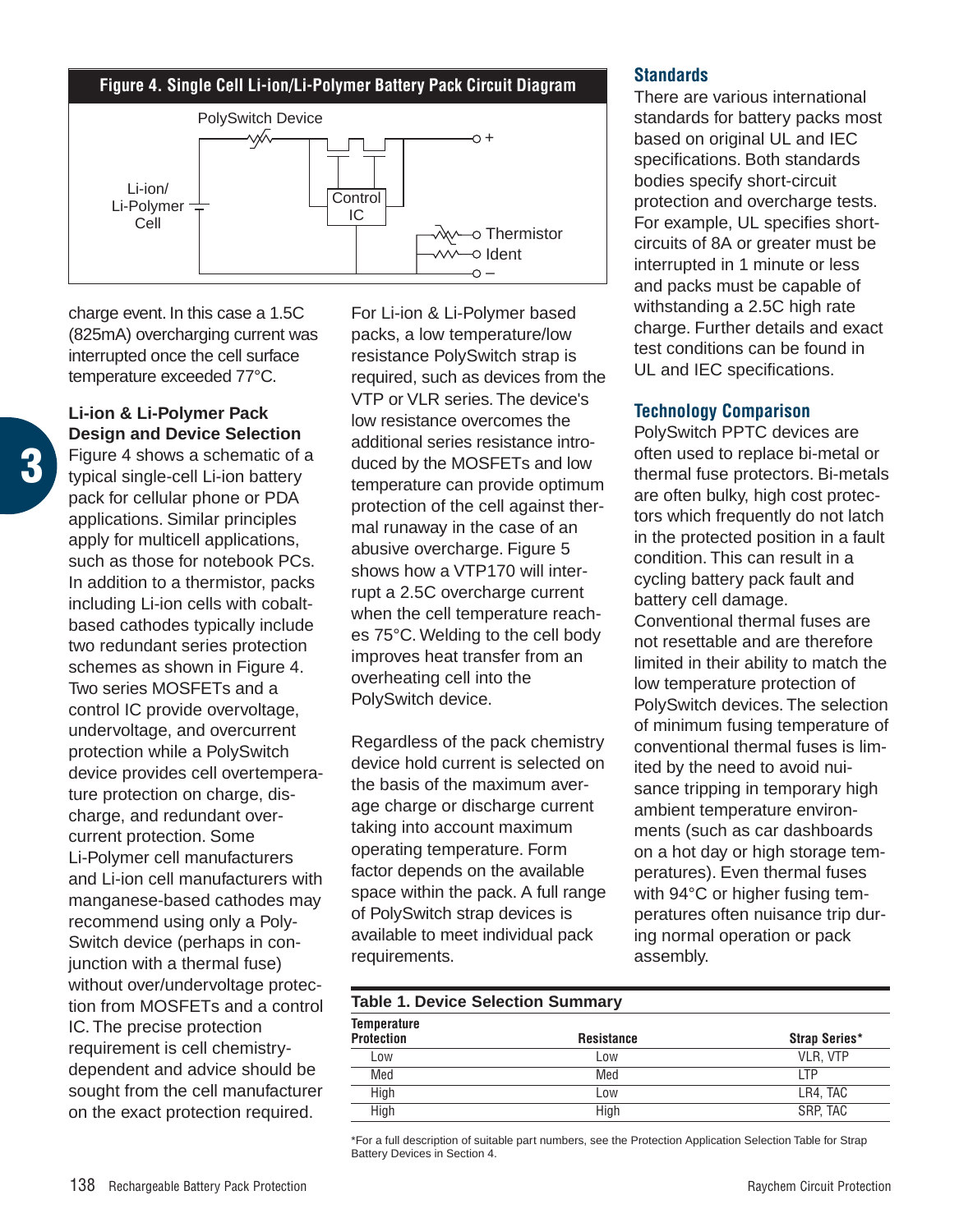**Figure 4. Single Cell Li-ion/Li-Polymer Battery Pack Circuit Diagram**

PolySwitch Device

+

Li-ion/
Li-Polymer
Cell

Control
IC

Thermistor

Ident

–

charge event. In this case a 1.5C (825mA) overcharging current was interrupted once the cell surface temperature exceeded 77°C.

### Li-ion & Li-Polymer Pack Design and Device Selection

Figure 4 shows a schematic of a typical single-cell Li-ion battery pack for cellular phone or PDA applications. Similar principles apply for multicell applications, such as those for notebook PCs. In addition to a thermistor, packs including Li-ion cells with cobalt-based cathodes typically include two redundant series protection schemes as shown in Figure 4. Two series MOSFETs and a control IC provide overvoltage, undervoltage, and overcurrent protection while a PolySwitch device provides cell overtemperature protection on charge, discharge, and redundant overcurrent protection. Some Li-Polymer cell manufacturers and Li-ion cell manufacturers with manganese-based cathodes may recommend using only a PolySwitch device (perhaps in conjunction with a thermal fuse) without over/undervoltage protection from MOSFETs and a control IC. The precise protection requirement is cell chemistry-dependent and advice should be sought from the cell manufacturer on the exact protection required.

For Li-ion & Li-Polymer based packs, a low temperature/low resistance PolySwitch strap is required, such as devices from the VTP or VLR series. The device's low resistance overcomes the additional series resistance introduced by the MOSFETs and low temperature can provide optimum protection of the cell against thermal runaway in the case of an abusive overcharge. Figure 5 shows how a VTP170 will interrupt a 2.5C overcharge current when the cell temperature reaches 75°C. Welding to the cell body improves heat transfer from an overheating cell into the PolySwitch device.

Regardless of the pack chemistry device hold current is selected on the basis of the maximum average charge or discharge current taking into account maximum operating temperature. Form factor depends on the available space within the pack. A full range of PolySwitch strap devices is available to meet individual pack requirements.

### Standards

There are various international standards for battery packs most based on original UL and IEC specifications. Both standards bodies specify short-circuit protection and overcharge tests. For example, UL specifies short-circuits of 8A or greater must be interrupted in 1 minute or less and packs must be capable of withstanding a 2.5C high rate charge. Further details and exact test conditions can be found in UL and IEC specifications.

### Technology Comparison

PolySwitch PPTC devices are often used to replace bi-metal or thermal fuse protectors. Bi-metals are often bulky, high cost protectors which frequently do not latch in the protected position in a fault condition. This can result in a cycling battery pack fault and battery cell damage.

Conventional thermal fuses are not resettable and are therefore limited in their ability to match the low temperature protection of PolySwitch devices. The selection of minimum fusing temperature of conventional thermal fuses is limited by the need to avoid nuisance tripping in temporary high ambient temperature environments (such as car dashboards on a hot day or high storage temperatures). Even thermal fuses with 94°C or higher fusing temperatures often nuisance trip during normal operation or pack assembly.

**Table 1. Device Selection Summary**

| Temperature Protection | Resistance | Strap Series* |
|---|---|---|
| Low | Low | VLR, VTP |
| Med | Med | LTP |
| High | Low | LR4, TAC |
| High | High | SRP, TAC |

*For a full description of suitable part numbers, see the Protection Application Selection Table for Strap Battery Devices in Section 4.